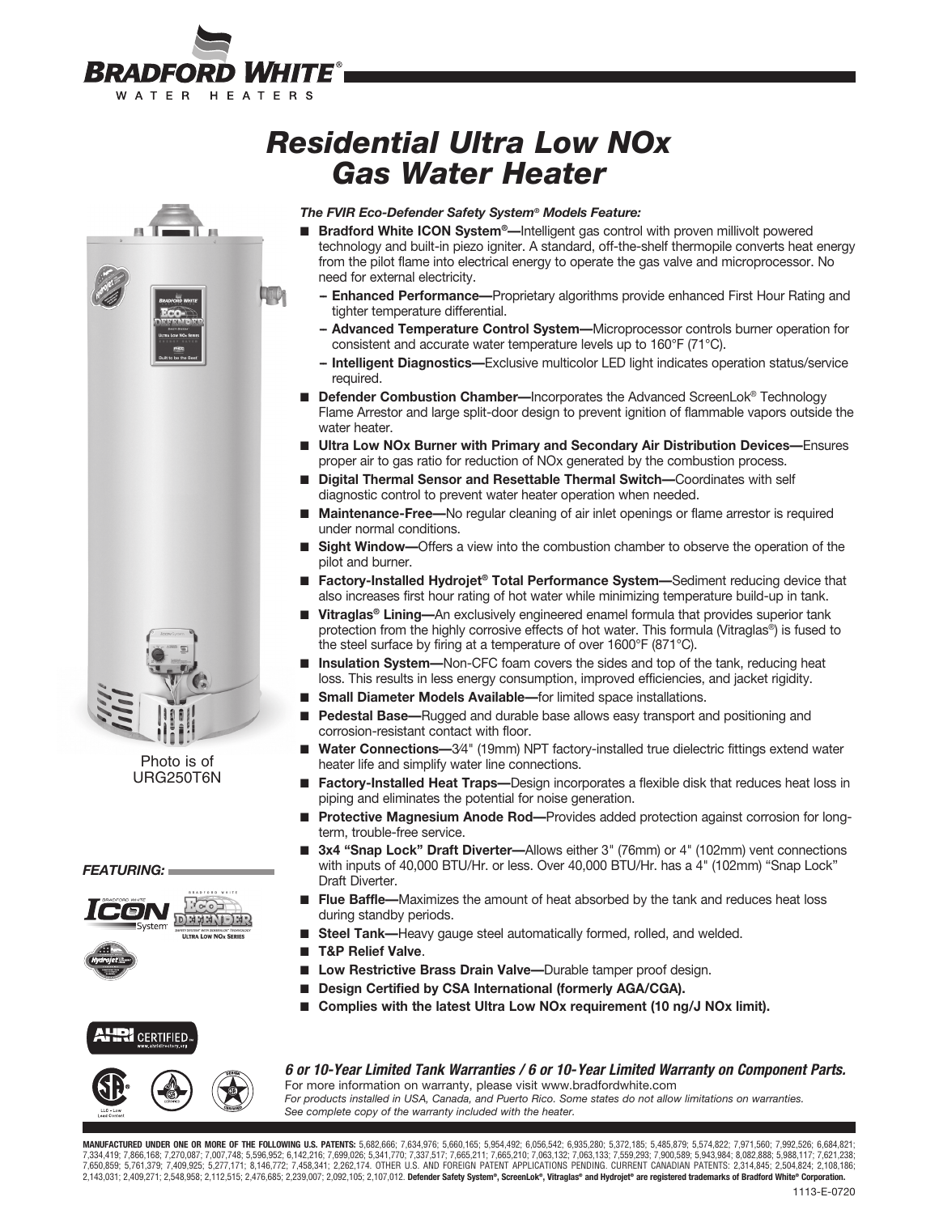# Residential Ultra Low NOx Gas Water Heater

Photo is of URG250T6N

***The FVIR Eco-Defender Safety System® Models Feature:***

- **Bradford White ICON System®—**Intelligent gas control with proven millivolt powered technology and built-in piezo igniter. A standard, off-the-shelf thermopile converts heat energy from the pilot flame into electrical energy to operate the gas valve and microprocessor. No need for external electricity.
  - **Enhanced Performance—**Proprietary algorithms provide enhanced First Hour Rating and tighter temperature differential.
  - **Advanced Temperature Control System—**Microprocessor controls burner operation for consistent and accurate water temperature levels up to 160°F (71°C).
  - **Intelligent Diagnostics—**Exclusive multicolor LED light indicates operation status/service required.
- **Defender Combustion Chamber—**Incorporates the Advanced ScreenLok® Technology Flame Arrestor and large split-door design to prevent ignition of flammable vapors outside the water heater.
- **Ultra Low NOx Burner with Primary and Secondary Air Distribution Devices—**Ensures proper air to gas ratio for reduction of NOx generated by the combustion process.
- **Digital Thermal Sensor and Resettable Thermal Switch—**Coordinates with self diagnostic control to prevent water heater operation when needed.
- **Maintenance-Free—**No regular cleaning of air inlet openings or flame arrestor is required under normal conditions.
- **Sight Window—**Offers a view into the combustion chamber to observe the operation of the pilot and burner.
- **Factory-Installed Hydrojet® Total Performance System—**Sediment reducing device that also increases first hour rating of hot water while minimizing temperature build-up in tank.
- **Vitraglas® Lining—**An exclusively engineered enamel formula that provides superior tank protection from the highly corrosive effects of hot water. This formula (Vitraglas®) is fused to the steel surface by firing at a temperature of over 1600°F (871°C).
- **Insulation System—**Non-CFC foam covers the sides and top of the tank, reducing heat loss. This results in less energy consumption, improved efficiencies, and jacket rigidity.
- **Small Diameter Models Available—**for limited space installations.
- **Pedestal Base—**Rugged and durable base allows easy transport and positioning and corrosion-resistant contact with floor.
- **Water Connections—**3⁄4" (19mm) NPT factory-installed true dielectric fittings extend water heater life and simplify water line connections.
- **Factory-Installed Heat Traps—**Design incorporates a flexible disk that reduces heat loss in piping and eliminates the potential for noise generation.
- **Protective Magnesium Anode Rod—**Provides added protection against corrosion for long-term, trouble-free service.
- **3x4 "Snap Lock" Draft Diverter—**Allows either 3" (76mm) or 4" (102mm) vent connections with inputs of 40,000 BTU/Hr. or less. Over 40,000 BTU/Hr. has a 4" (102mm) "Snap Lock" Draft Diverter.
- **Flue Baffle—**Maximizes the amount of heat absorbed by the tank and reduces heat loss during standby periods.
- **Steel Tank—**Heavy gauge steel automatically formed, rolled, and welded.
- **T&P Relief Valve**.
- **Low Restrictive Brass Drain Valve—**Durable tamper proof design.
- **Design Certified by CSA International (formerly AGA/CGA).**
- **Complies with the latest Ultra Low NOx requirement (10 ng/J NOx limit).**

***FEATURING:***

***6 or 10-Year Limited Tank Warranties / 6 or 10-Year Limited Warranty on Component Parts.***
For more information on warranty, please visit www.bradfordwhite.com
*For products installed in USA, Canada, and Puerto Rico. Some states do not allow limitations on warranties. See complete copy of the warranty included with the heater.*

**MANUFACTURED UNDER ONE OR MORE OF THE FOLLOWING U.S. PATENTS:** 5,682,666; 7,634,976; 5,660,165; 5,954,492; 6,056,542; 6,935,280; 5,372,185; 5,485,879; 5,574,822; 7,971,560; 7,992,526; 6,684,821; 7,334,419; 7,866,168; 7,270,087; 7,007,748; 5,596,952; 6,142,216; 7,699,026; 5,341,770; 7,337,517; 7,665,211; 7,665,210; 7,063,132; 7,063,133; 7,559,293; 7,900,589; 5,943,984; 8,082,888; 5,988,117; 7,621,238; 7,650,859; 5,761,379; 7,409,925; 5,277,171; 8,146,772; 7,458,341; 2,262,174. OTHER U.S. AND FOREIGN PATENT APPLICATIONS PENDING. CURRENT CANADIAN PATENTS: 2,314,845; 2,504,824; 2,108,186; 2,143,031; 2,409,271; 2,548,958; 2,112,515; 2,476,685; 2,239,007; 2,092,105; 2,107,012. **Defender Safety System®, ScreenLok®, Vitraglas® and Hydrojet® are registered trademarks of Bradford White® Corporation.**

1113-E-0720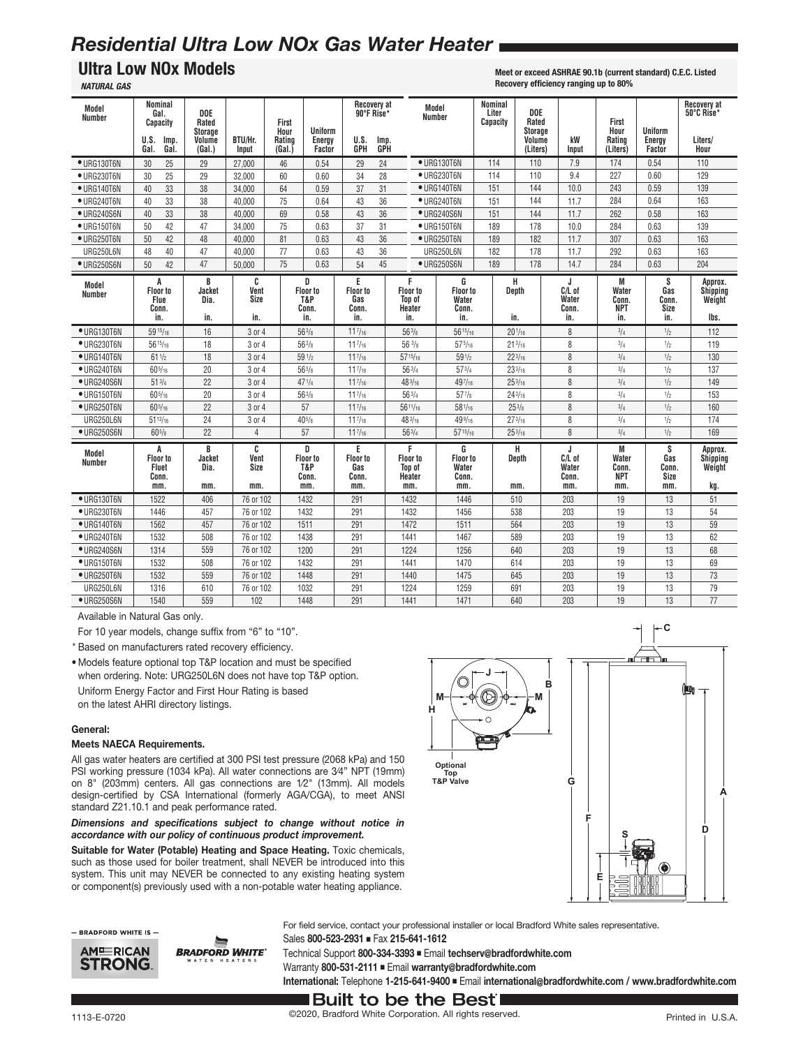# Residential Ultra Low NOx Gas Water Heater

## Ultra Low NOx Models

*NATURAL GAS*

**Meet or exceed ASHRAE 90.1b (current standard) C.E.C. Listed**
**Recovery efficiency ranging up to 80%**

| Model Number | Nominal Gal. Capacity U.S. Gal. | Nominal Gal. Capacity Imp. Gal. | DOE Rated Storage Volume (Gal.) | BTU/Hr. Input | First Hour Rating (Gal.) | Uniform Energy Factor | Recovery at 90°F Rise* U.S. GPH | Recovery at 90°F Rise* Imp. GPH |
|---|---|---|---|---|---|---|---|---|
| • URG130T6N | 30 | 25 | 29 | 27,000 | 46 | 0.54 | 29 | 24 |
| • URG230T6N | 30 | 25 | 29 | 32,000 | 60 | 0.60 | 34 | 28 |
| • URG140T6N | 40 | 33 | 38 | 34,000 | 64 | 0.59 | 37 | 31 |
| • URG240T6N | 40 | 33 | 38 | 40,000 | 75 | 0.64 | 43 | 36 |
| • URG240S6N | 40 | 33 | 38 | 40,000 | 69 | 0.58 | 43 | 36 |
| • URG150T6N | 50 | 42 | 47 | 34,000 | 75 | 0.63 | 37 | 31 |
| • URG250T6N | 50 | 42 | 48 | 40,000 | 81 | 0.63 | 43 | 36 |
| URG250L6N | 48 | 40 | 47 | 40,000 | 77 | 0.63 | 43 | 36 |
| • URG250S6N | 50 | 42 | 47 | 50,000 | 75 | 0.63 | 54 | 45 |

| Model Number | Nominal Liter Capacity | DOE Rated Storage Volume (Liters) | kW Input | First Hour Rating (Liters) | Uniform Energy Factor | Recovery at 50°C Rise* Liters/Hour |
|---|---|---|---|---|---|---|
| • URG130T6N | 114 | 110 | 7.9 | 174 | 0.54 | 110 |
| • URG230T6N | 114 | 110 | 9.4 | 227 | 0.60 | 129 |
| • URG140T6N | 151 | 144 | 10.0 | 243 | 0.59 | 139 |
| • URG240T6N | 151 | 144 | 11.7 | 284 | 0.64 | 163 |
| • URG240S6N | 151 | 144 | 11.7 | 262 | 0.58 | 163 |
| • URG150T6N | 189 | 178 | 10.0 | 284 | 0.63 | 139 |
| • URG250T6N | 189 | 182 | 11.7 | 307 | 0.63 | 163 |
| URG250L6N | 182 | 178 | 11.7 | 292 | 0.63 | 163 |
| • URG250S6N | 189 | 178 | 14.7 | 284 | 0.63 | 204 |

| Model Number | A Floor to Flue Conn. in. | B Jacket Dia. in. | C Vent Size in. | D Floor to T&P Conn. in. | E Floor to Gas Conn. in. | F Floor to Top of Heater in. | G Floor to Water Conn. in. | H Depth in. | J C/L of Water Conn. in. | M Water Conn. NPT in. | S Gas Conn. Size in. | Approx. Shipping Weight lbs. |
|---|---|---|---|---|---|---|---|---|---|---|---|---|
| • URG130T6N | 59 15/16 | 16 | 3 or 4 | 56 3/8 | 11 7/16 | 56 3/8 | 56 15/16 | 20 1/16 | 8 | 3/4 | 1/2 | 112 |
| • URG230T6N | 56 15/16 | 18 | 3 or 4 | 56 3/8 | 11 7/16 | 56 3/8 | 57 5/16 | 21 3/16 | 8 | 3/4 | 1/2 | 119 |
| • URG140T6N | 61 1/2 | 18 | 3 or 4 | 59 1/2 | 11 7/16 | 57 15/16 | 59 1/2 | 22 3/16 | 8 | 3/4 | 1/2 | 130 |
| • URG240T6N | 60 5/16 | 20 | 3 or 4 | 56 5/8 | 11 7/16 | 56 3/4 | 57 3/4 | 23 3/16 | 8 | 3/4 | 1/2 | 137 |
| • URG240S6N | 51 3/4 | 22 | 3 or 4 | 47 1/4 | 11 7/16 | 48 3/16 | 49 7/16 | 25 3/16 | 8 | 3/4 | 1/2 | 149 |
| • URG150T6N | 60 5/16 | 20 | 3 or 4 | 56 3/8 | 11 7/16 | 56 3/4 | 57 7/8 | 24 3/16 | 8 | 3/4 | 1/2 | 153 |
| • URG250T6N | 60 5/16 | 22 | 3 or 4 | 57 | 11 7/16 | 56 11/16 | 58 1/16 | 25 3/8 | 8 | 3/4 | 1/2 | 160 |
| URG250L6N | 51 13/16 | 24 | 3 or 4 | 40 5/8 | 11 7/16 | 48 3/16 | 49 9/16 | 27 3/16 | 8 | 3/4 | 1/2 | 174 |
| • URG250S6N | 60 5/8 | 22 | 4 | 57 | 11 7/16 | 56 3/4 | 57 15/16 | 25 3/16 | 8 | 3/4 | 1/2 | 169 |

| Model Number | A Floor to Fluet Conn. mm. | B Jacket Dia. mm. | C Vent Size mm. | D Floor to T&P Conn. mm. | E Floor to Gas Conn. mm. | F Floor to Top of Heater mm. | G Floor to Water Conn. mm. | H Depth mm. | J C/L of Water Conn. mm. | M Water Conn. NPT mm. | S Gas Conn. Size mm. | Approx. Shipping Weight kg. |
|---|---|---|---|---|---|---|---|---|---|---|---|---|
| • URG130T6N | 1522 | 406 | 76 or 102 | 1432 | 291 | 1432 | 1446 | 510 | 203 | 19 | 13 | 51 |
| • URG230T6N | 1446 | 457 | 76 or 102 | 1432 | 291 | 1432 | 1456 | 538 | 203 | 19 | 13 | 54 |
| • URG140T6N | 1562 | 457 | 76 or 102 | 1511 | 291 | 1472 | 1511 | 564 | 203 | 19 | 13 | 59 |
| • URG240T6N | 1532 | 508 | 76 or 102 | 1438 | 291 | 1441 | 1467 | 589 | 203 | 19 | 13 | 62 |
| • URG240S6N | 1314 | 559 | 76 or 102 | 1200 | 291 | 1224 | 1256 | 640 | 203 | 19 | 13 | 68 |
| • URG150T6N | 1532 | 508 | 76 or 102 | 1432 | 291 | 1441 | 1470 | 614 | 203 | 19 | 13 | 69 |
| • URG250T6N | 1532 | 559 | 76 or 102 | 1448 | 291 | 1440 | 1475 | 645 | 203 | 19 | 13 | 73 |
| URG250L6N | 1316 | 610 | 76 or 102 | 1032 | 291 | 1224 | 1259 | 691 | 203 | 19 | 13 | 79 |
| • URG250S6N | 1540 | 559 | 102 | 1448 | 291 | 1441 | 1471 | 640 | 203 | 19 | 13 | 77 |

Available in Natural Gas only.

For 10 year models, change suffix from "6" to "10".

\* Based on manufacturers rated recovery efficiency.

• Models feature optional top T&P location and must be specified when ordering. Note: URG250L6N does not have top T&P option.

Uniform Energy Factor and First Hour Rating is based on the latest AHRI directory listings.

J
B
M
M
H
Optional Top T&P Valve
C
G
A
F
D
S
E

### General:

**Meets NAECA Requirements.**

All gas water heaters are certified at 300 PSI test pressure (2068 kPa) and 150 PSI working pressure (1034 kPa). All water connections are 3⁄4" NPT (19mm) on 8" (203mm) centers. All gas connections are 1⁄2" (13mm). All models design-certified by CSA International (formerly AGA/CGA), to meet ANSI standard Z21.10.1 and peak performance rated.

***Dimensions and specifications subject to change without notice in accordance with our policy of continuous product improvement.***

**Suitable for Water (Potable) Heating and Space Heating.** Toxic chemicals, such as those used for boiler treatment, shall NEVER be introduced into this system. This unit may NEVER be connected to any existing heating system or component(s) previously used with a non-potable water heating appliance.

— BRADFORD WHITE IS — AMERICAN STRONG.

BRADFORD WHITE® WATER HEATERS

For field service, contact your professional installer or local Bradford White sales representative.
Sales **800-523-2931** ■ Fax **215-641-1612**
Technical Support **800-334-3393** ■ Email **techserv@bradfordwhite.com**
Warranty **800-531-2111** ■ Email **warranty@bradfordwhite.com**
**International:** Telephone **1-215-641-9400** ■ Email **international@bradfordwhite.com / www.bradfordwhite.com**

**Built to be the Best®**

1113-E-0720 ©2020, Bradford White Corporation. All rights reserved. Printed in U.S.A.